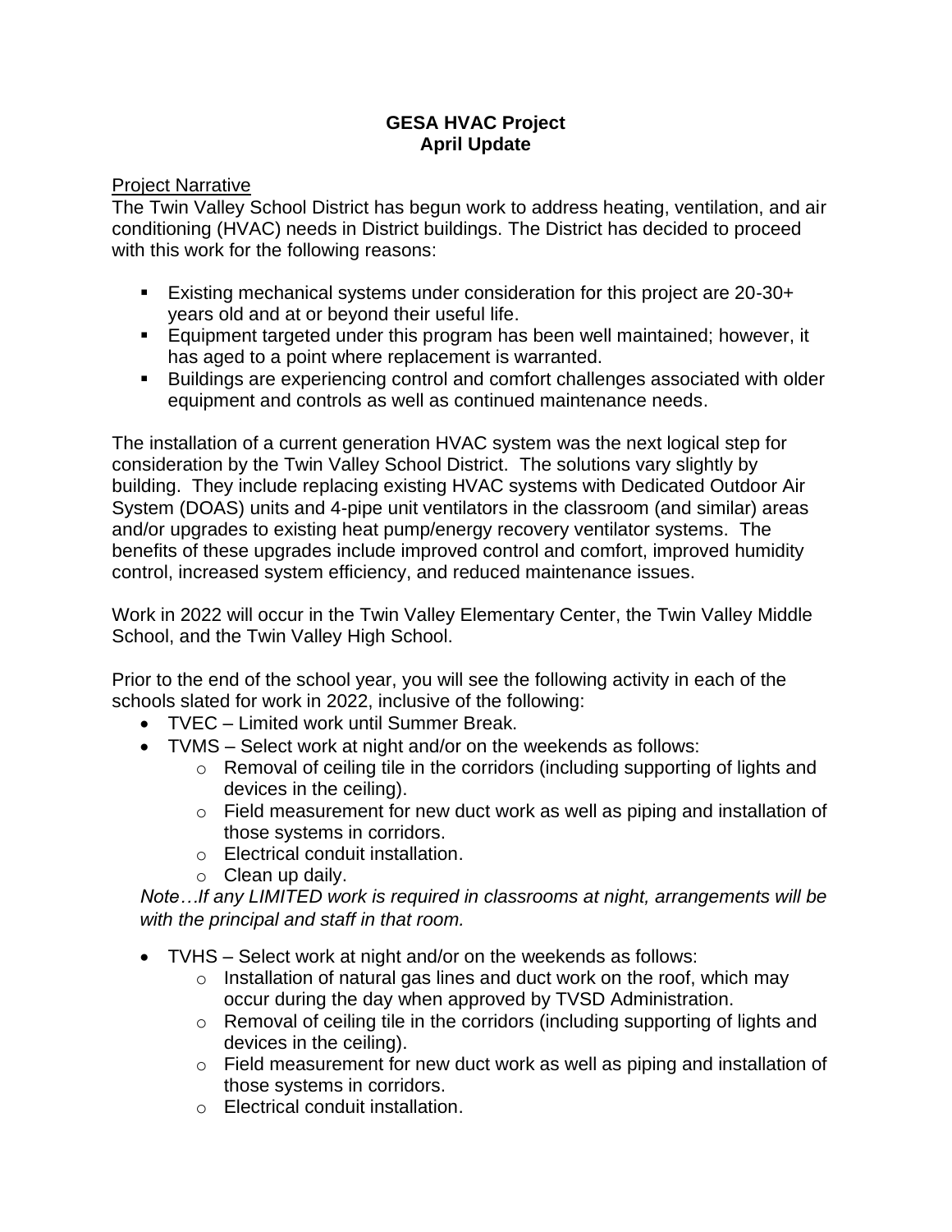# GESA HVAC Project
## April Update

Project Narrative

The Twin Valley School District has begun work to address heating, ventilation, and air conditioning (HVAC) needs in District buildings. The District has decided to proceed with this work for the following reasons:

- Existing mechanical systems under consideration for this project are 20-30+ years old and at or beyond their useful life.
- Equipment targeted under this program has been well maintained; however, it has aged to a point where replacement is warranted.
- Buildings are experiencing control and comfort challenges associated with older equipment and controls as well as continued maintenance needs.

The installation of a current generation HVAC system was the next logical step for consideration by the Twin Valley School District. The solutions vary slightly by building. They include replacing existing HVAC systems with Dedicated Outdoor Air System (DOAS) units and 4-pipe unit ventilators in the classroom (and similar) areas and/or upgrades to existing heat pump/energy recovery ventilator systems. The benefits of these upgrades include improved control and comfort, improved humidity control, increased system efficiency, and reduced maintenance issues.

Work in 2022 will occur in the Twin Valley Elementary Center, the Twin Valley Middle School, and the Twin Valley High School.

Prior to the end of the school year, you will see the following activity in each of the schools slated for work in 2022, inclusive of the following:

- TVEC – Limited work until Summer Break.
- TVMS – Select work at night and/or on the weekends as follows:
  - Removal of ceiling tile in the corridors (including supporting of lights and devices in the ceiling).
  - Field measurement for new duct work as well as piping and installation of those systems in corridors.
  - Electrical conduit installation.
  - Clean up daily.

*Note…If any LIMITED work is required in classrooms at night, arrangements will be with the principal and staff in that room.*

- TVHS – Select work at night and/or on the weekends as follows:
  - Installation of natural gas lines and duct work on the roof, which may occur during the day when approved by TVSD Administration.
  - Removal of ceiling tile in the corridors (including supporting of lights and devices in the ceiling).
  - Field measurement for new duct work as well as piping and installation of those systems in corridors.
  - Electrical conduit installation.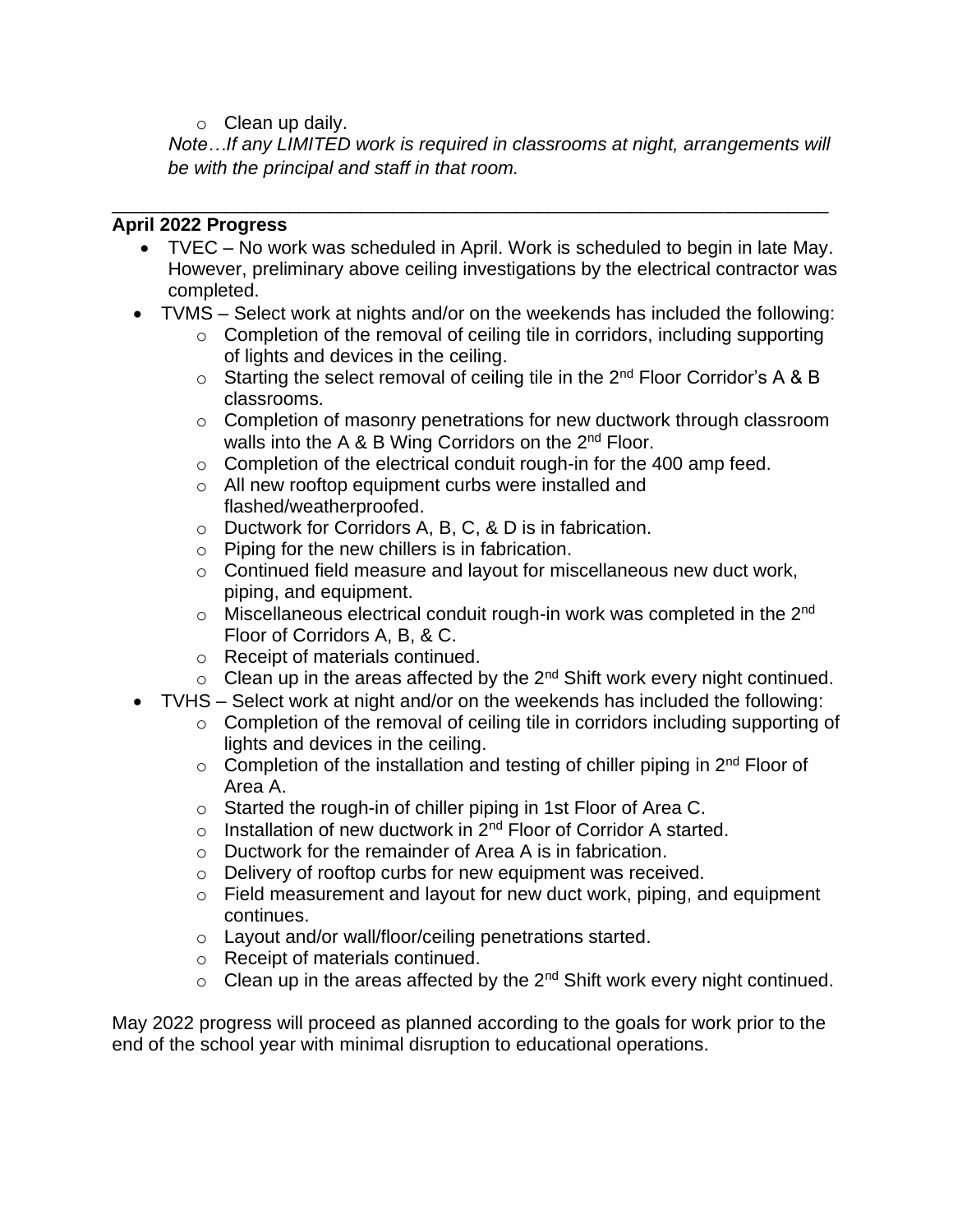- Clean up daily.

*Note…If any LIMITED work is required in classrooms at night, arrangements will be with the principal and staff in that room.*

---

**April 2022 Progress**

- TVEC – No work was scheduled in April. Work is scheduled to begin in late May. However, preliminary above ceiling investigations by the electrical contractor was completed.
- TVMS – Select work at nights and/or on the weekends has included the following:
  - Completion of the removal of ceiling tile in corridors, including supporting of lights and devices in the ceiling.
  - Starting the select removal of ceiling tile in the 2nd Floor Corridor's A & B classrooms.
  - Completion of masonry penetrations for new ductwork through classroom walls into the A & B Wing Corridors on the 2nd Floor.
  - Completion of the electrical conduit rough-in for the 400 amp feed.
  - All new rooftop equipment curbs were installed and flashed/weatherproofed.
  - Ductwork for Corridors A, B, C, & D is in fabrication.
  - Piping for the new chillers is in fabrication.
  - Continued field measure and layout for miscellaneous new duct work, piping, and equipment.
  - Miscellaneous electrical conduit rough-in work was completed in the 2nd Floor of Corridors A, B, & C.
  - Receipt of materials continued.
  - Clean up in the areas affected by the 2nd Shift work every night continued.
- TVHS – Select work at night and/or on the weekends has included the following:
  - Completion of the removal of ceiling tile in corridors including supporting of lights and devices in the ceiling.
  - Completion of the installation and testing of chiller piping in 2nd Floor of Area A.
  - Started the rough-in of chiller piping in 1st Floor of Area C.
  - Installation of new ductwork in 2nd Floor of Corridor A started.
  - Ductwork for the remainder of Area A is in fabrication.
  - Delivery of rooftop curbs for new equipment was received.
  - Field measurement and layout for new duct work, piping, and equipment continues.
  - Layout and/or wall/floor/ceiling penetrations started.
  - Receipt of materials continued.
  - Clean up in the areas affected by the 2nd Shift work every night continued.

May 2022 progress will proceed as planned according to the goals for work prior to the end of the school year with minimal disruption to educational operations.